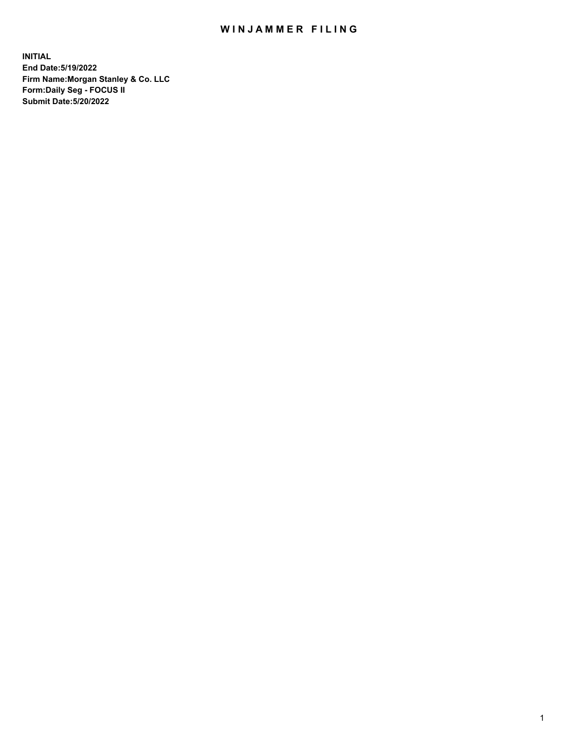# WINJAMMER FILING

**INITIAL**
**End Date:5/19/2022**
**Firm Name:Morgan Stanley & Co. LLC**
**Form:Daily Seg - FOCUS II**
**Submit Date:5/20/2022**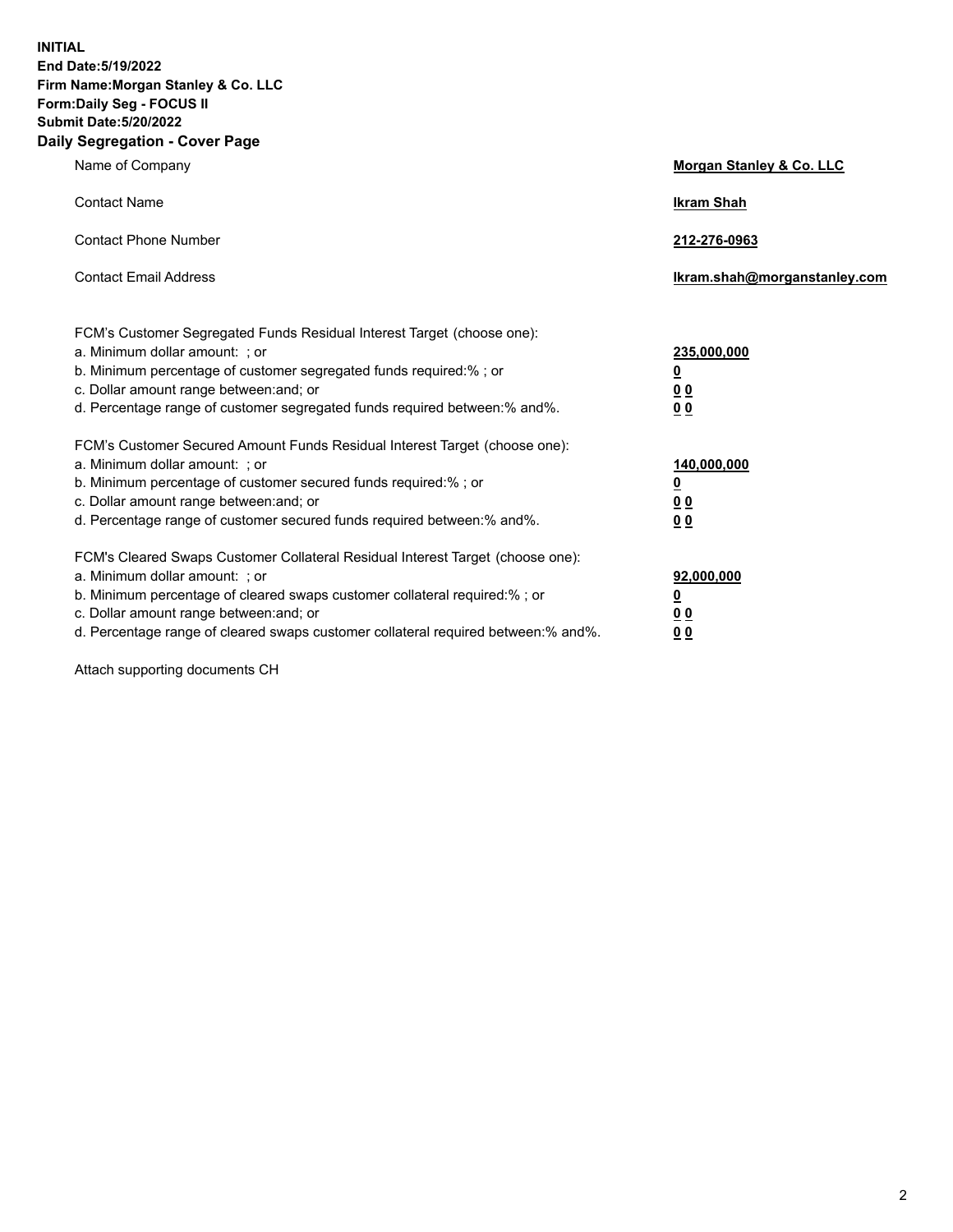**INITIAL**
**End Date:5/19/2022**
**Firm Name:Morgan Stanley & Co. LLC**
**Form:Daily Seg - FOCUS II**
**Submit Date:5/20/2022**

## Daily Segregation - Cover Page

| | |
|---|---|
| Name of Company | **Morgan Stanley & Co. LLC** |
| Contact Name | **Ikram Shah** |
| Contact Phone Number | **212-276-0963** |
| Contact Email Address | **Ikram.shah@morganstanley.com** |

| | |
|---|---|
| FCM's Customer Segregated Funds Residual Interest Target (choose one): | |
| a. Minimum dollar amount: ; or | **235,000,000** |
| b. Minimum percentage of customer segregated funds required:% ; or | **0** |
| c. Dollar amount range between:and; or | **0 0** |
| d. Percentage range of customer segregated funds required between:% and%. | **0 0** |
| FCM's Customer Secured Amount Funds Residual Interest Target (choose one): | |
| a. Minimum dollar amount: ; or | **140,000,000** |
| b. Minimum percentage of customer secured funds required:% ; or | **0** |
| c. Dollar amount range between:and; or | **0 0** |
| d. Percentage range of customer secured funds required between:% and%. | **0 0** |
| FCM's Cleared Swaps Customer Collateral Residual Interest Target (choose one): | |
| a. Minimum dollar amount: ; or | **92,000,000** |
| b. Minimum percentage of cleared swaps customer collateral required:% ; or | **0** |
| c. Dollar amount range between:and; or | **0 0** |
| d. Percentage range of cleared swaps customer collateral required between:% and%. | **0 0** |

Attach supporting documents CH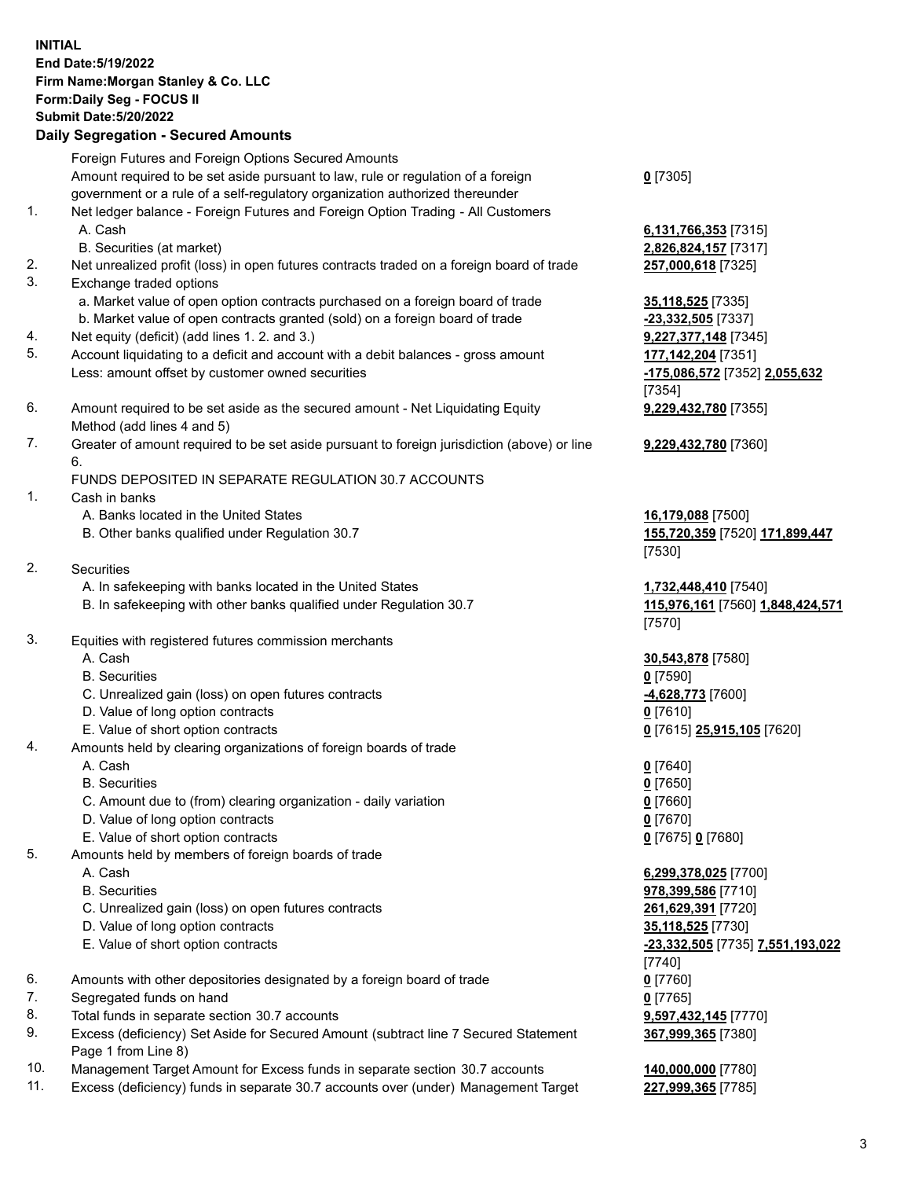**INITIAL**
**End Date:5/19/2022**
**Firm Name:Morgan Stanley & Co. LLC**
**Form:Daily Seg - FOCUS II**
**Submit Date:5/20/2022**

### Daily Segregation - Secured Amounts

| | | |
|---|---|---|
| | Foreign Futures and Foreign Options Secured Amounts | |
| | Amount required to be set aside pursuant to law, rule or regulation of a foreign government or a rule of a self-regulatory organization authorized thereunder | **0** [7305] |
| 1. | Net ledger balance - Foreign Futures and Foreign Option Trading - All Customers | |
| | A. Cash | **6,131,766,353** [7315] |
| | B. Securities (at market) | **2,826,824,157** [7317] |
| 2. | Net unrealized profit (loss) in open futures contracts traded on a foreign board of trade | **257,000,618** [7325] |
| 3. | Exchange traded options | |
| | a. Market value of open option contracts purchased on a foreign board of trade | **35,118,525** [7335] |
| | b. Market value of open contracts granted (sold) on a foreign board of trade | **-23,332,505** [7337] |
| 4. | Net equity (deficit) (add lines 1. 2. and 3.) | **9,227,377,148** [7345] |
| 5. | Account liquidating to a deficit and account with a debit balances - gross amount | **177,142,204** [7351] |
| | Less: amount offset by customer owned securities | **-175,086,572** [7352] **2,055,632** [7354] |
| 6. | Amount required to be set aside as the secured amount - Net Liquidating Equity Method (add lines 4 and 5) | **9,229,432,780** [7355] |
| 7. | Greater of amount required to be set aside pursuant to foreign jurisdiction (above) or line 6. | **9,229,432,780** [7360] |
| | FUNDS DEPOSITED IN SEPARATE REGULATION 30.7 ACCOUNTS | |
| 1. | Cash in banks | |
| | A. Banks located in the United States | **16,179,088** [7500] |
| | B. Other banks qualified under Regulation 30.7 | **155,720,359** [7520] **171,899,447** [7530] |
| 2. | Securities | |
| | A. In safekeeping with banks located in the United States | **1,732,448,410** [7540] |
| | B. In safekeeping with other banks qualified under Regulation 30.7 | **115,976,161** [7560] **1,848,424,571** [7570] |
| 3. | Equities with registered futures commission merchants | |
| | A. Cash | **30,543,878** [7580] |
| | B. Securities | **0** [7590] |
| | C. Unrealized gain (loss) on open futures contracts | **-4,628,773** [7600] |
| | D. Value of long option contracts | **0** [7610] |
| | E. Value of short option contracts | **0** [7615] **25,915,105** [7620] |
| 4. | Amounts held by clearing organizations of foreign boards of trade | |
| | A. Cash | **0** [7640] |
| | B. Securities | **0** [7650] |
| | C. Amount due to (from) clearing organization - daily variation | **0** [7660] |
| | D. Value of long option contracts | **0** [7670] |
| | E. Value of short option contracts | **0** [7675] **0** [7680] |
| 5. | Amounts held by members of foreign boards of trade | |
| | A. Cash | **6,299,378,025** [7700] |
| | B. Securities | **978,399,586** [7710] |
| | C. Unrealized gain (loss) on open futures contracts | **261,629,391** [7720] |
| | D. Value of long option contracts | **35,118,525** [7730] |
| | E. Value of short option contracts | **-23,332,505** [7735] **7,551,193,022** [7740] |
| 6. | Amounts with other depositories designated by a foreign board of trade | **0** [7760] |
| 7. | Segregated funds on hand | **0** [7765] |
| 8. | Total funds in separate section 30.7 accounts | **9,597,432,145** [7770] |
| 9. | Excess (deficiency) Set Aside for Secured Amount (subtract line 7 Secured Statement Page 1 from Line 8) | **367,999,365** [7380] |
| 10. | Management Target Amount for Excess funds in separate section 30.7 accounts | **140,000,000** [7780] |
| 11. | Excess (deficiency) funds in separate 30.7 accounts over (under) Management Target | **227,999,365** [7785] |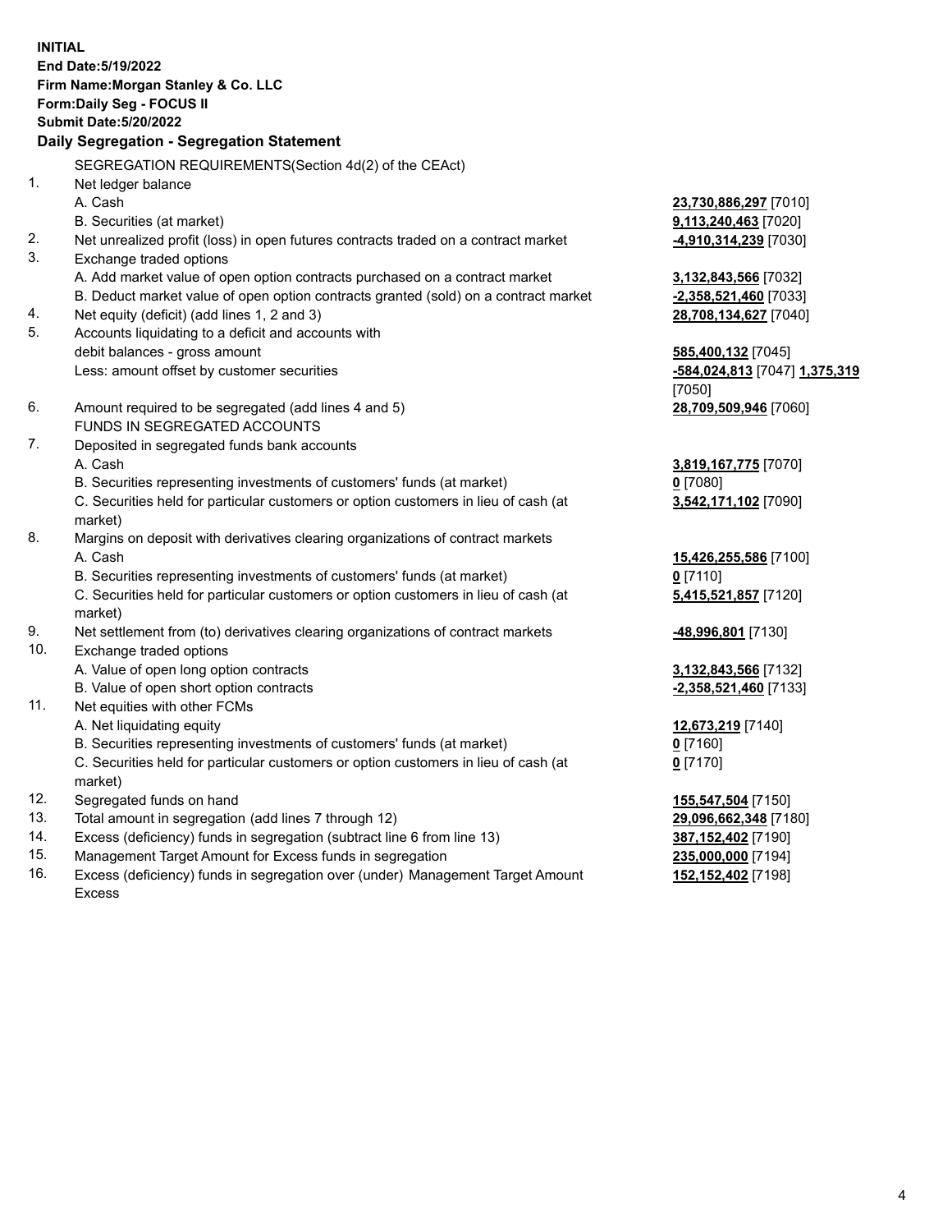**INITIAL**
**End Date:5/19/2022**
**Firm Name:Morgan Stanley & Co. LLC**
**Form:Daily Seg - FOCUS II**
**Submit Date:5/20/2022**

**Daily Segregation - Segregation Statement**

| | | |
|---|---|---|
| | SEGREGATION REQUIREMENTS(Section 4d(2) of the CEAct) | |
| 1. | Net ledger balance | |
| | A. Cash | **23,730,886,297** [7010] |
| | B. Securities (at market) | **9,113,240,463** [7020] |
| 2. | Net unrealized profit (loss) in open futures contracts traded on a contract market | **-4,910,314,239** [7030] |
| 3. | Exchange traded options | |
| | A. Add market value of open option contracts purchased on a contract market | **3,132,843,566** [7032] |
| | B. Deduct market value of open option contracts granted (sold) on a contract market | **-2,358,521,460** [7033] |
| 4. | Net equity (deficit) (add lines 1, 2 and 3) | **28,708,134,627** [7040] |
| 5. | Accounts liquidating to a deficit and accounts with debit balances - gross amount | **585,400,132** [7045] |
| | Less: amount offset by customer securities | **-584,024,813** [7047] **1,375,319** [7050] |
| 6. | Amount required to be segregated (add lines 4 and 5) | **28,709,509,946** [7060] |
| | FUNDS IN SEGREGATED ACCOUNTS | |
| 7. | Deposited in segregated funds bank accounts | |
| | A. Cash | **3,819,167,775** [7070] |
| | B. Securities representing investments of customers' funds (at market) | **0** [7080] |
| | C. Securities held for particular customers or option customers in lieu of cash (at market) | **3,542,171,102** [7090] |
| 8. | Margins on deposit with derivatives clearing organizations of contract markets | |
| | A. Cash | **15,426,255,586** [7100] |
| | B. Securities representing investments of customers' funds (at market) | **0** [7110] |
| | C. Securities held for particular customers or option customers in lieu of cash (at market) | **5,415,521,857** [7120] |
| 9. | Net settlement from (to) derivatives clearing organizations of contract markets | **-48,996,801** [7130] |
| 10. | Exchange traded options | |
| | A. Value of open long option contracts | **3,132,843,566** [7132] |
| | B. Value of open short option contracts | **-2,358,521,460** [7133] |
| 11. | Net equities with other FCMs | |
| | A. Net liquidating equity | **12,673,219** [7140] |
| | B. Securities representing investments of customers' funds (at market) | **0** [7160] |
| | C. Securities held for particular customers or option customers in lieu of cash (at market) | **0** [7170] |
| 12. | Segregated funds on hand | **155,547,504** [7150] |
| 13. | Total amount in segregation (add lines 7 through 12) | **29,096,662,348** [7180] |
| 14. | Excess (deficiency) funds in segregation (subtract line 6 from line 13) | **387,152,402** [7190] |
| 15. | Management Target Amount for Excess funds in segregation | **235,000,000** [7194] |
| 16. | Excess (deficiency) funds in segregation over (under) Management Target Amount Excess | **152,152,402** [7198] |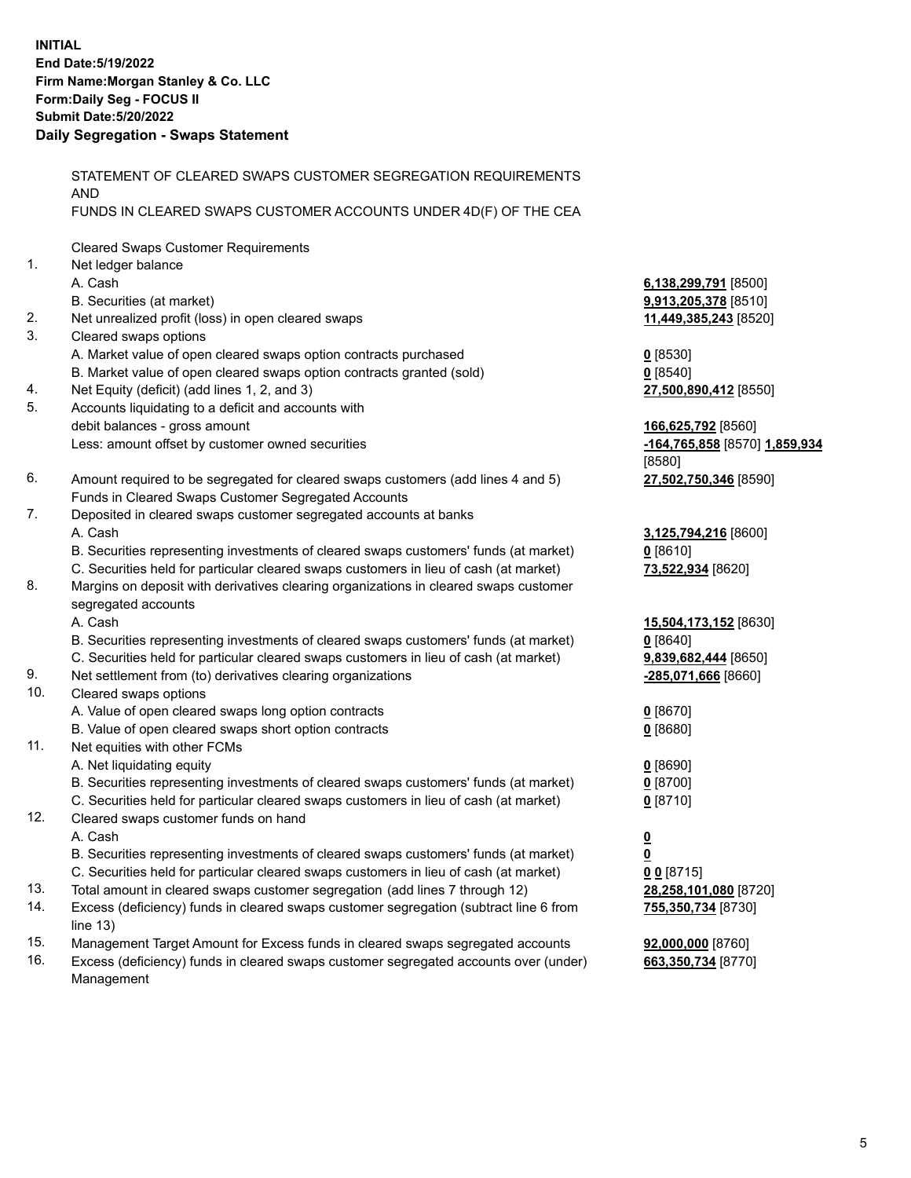**INITIAL**
**End Date:5/19/2022**
**Firm Name:Morgan Stanley & Co. LLC**
**Form:Daily Seg - FOCUS II**
**Submit Date:5/20/2022**
**Daily Segregation - Swaps Statement**

STATEMENT OF CLEARED SWAPS CUSTOMER SEGREGATION REQUIREMENTS AND FUNDS IN CLEARED SWAPS CUSTOMER ACCOUNTS UNDER 4D(F) OF THE CEA

| | | |
|---|---|---|
| | Cleared Swaps Customer Requirements | |
| 1. | Net ledger balance | |
| | A. Cash | **6,138,299,791** [8500] |
| | B. Securities (at market) | **9,913,205,378** [8510] |
| 2. | Net unrealized profit (loss) in open cleared swaps | **11,449,385,243** [8520] |
| 3. | Cleared swaps options | |
| | A. Market value of open cleared swaps option contracts purchased | **0** [8530] |
| | B. Market value of open cleared swaps option contracts granted (sold) | **0** [8540] |
| 4. | Net Equity (deficit) (add lines 1, 2, and 3) | **27,500,890,412** [8550] |
| 5. | Accounts liquidating to a deficit and accounts with debit balances - gross amount | **166,625,792** [8560] |
| | Less: amount offset by customer owned securities | **-164,765,858** [8570] **1,859,934** [8580] |
| 6. | Amount required to be segregated for cleared swaps customers (add lines 4 and 5) | **27,502,750,346** [8590] |
| | Funds in Cleared Swaps Customer Segregated Accounts | |
| 7. | Deposited in cleared swaps customer segregated accounts at banks | |
| | A. Cash | **3,125,794,216** [8600] |
| | B. Securities representing investments of cleared swaps customers' funds (at market) | **0** [8610] |
| | C. Securities held for particular cleared swaps customers in lieu of cash (at market) | **73,522,934** [8620] |
| 8. | Margins on deposit with derivatives clearing organizations in cleared swaps customer segregated accounts | |
| | A. Cash | **15,504,173,152** [8630] |
| | B. Securities representing investments of cleared swaps customers' funds (at market) | **0** [8640] |
| | C. Securities held for particular cleared swaps customers in lieu of cash (at market) | **9,839,682,444** [8650] |
| 9. | Net settlement from (to) derivatives clearing organizations | **-285,071,666** [8660] |
| 10. | Cleared swaps options | |
| | A. Value of open cleared swaps long option contracts | **0** [8670] |
| | B. Value of open cleared swaps short option contracts | **0** [8680] |
| 11. | Net equities with other FCMs | |
| | A. Net liquidating equity | **0** [8690] |
| | B. Securities representing investments of cleared swaps customers' funds (at market) | **0** [8700] |
| | C. Securities held for particular cleared swaps customers in lieu of cash (at market) | **0** [8710] |
| 12. | Cleared swaps customer funds on hand | |
| | A. Cash | **0** |
| | B. Securities representing investments of cleared swaps customers' funds (at market) | **0** |
| | C. Securities held for particular cleared swaps customers in lieu of cash (at market) | **0** **0** [8715] |
| 13. | Total amount in cleared swaps customer segregation (add lines 7 through 12) | **28,258,101,080** [8720] |
| 14. | Excess (deficiency) funds in cleared swaps customer segregation (subtract line 6 from line 13) | **755,350,734** [8730] |
| 15. | Management Target Amount for Excess funds in cleared swaps segregated accounts | **92,000,000** [8760] |
| 16. | Excess (deficiency) funds in cleared swaps customer segregated accounts over (under) Management | **663,350,734** [8770] |